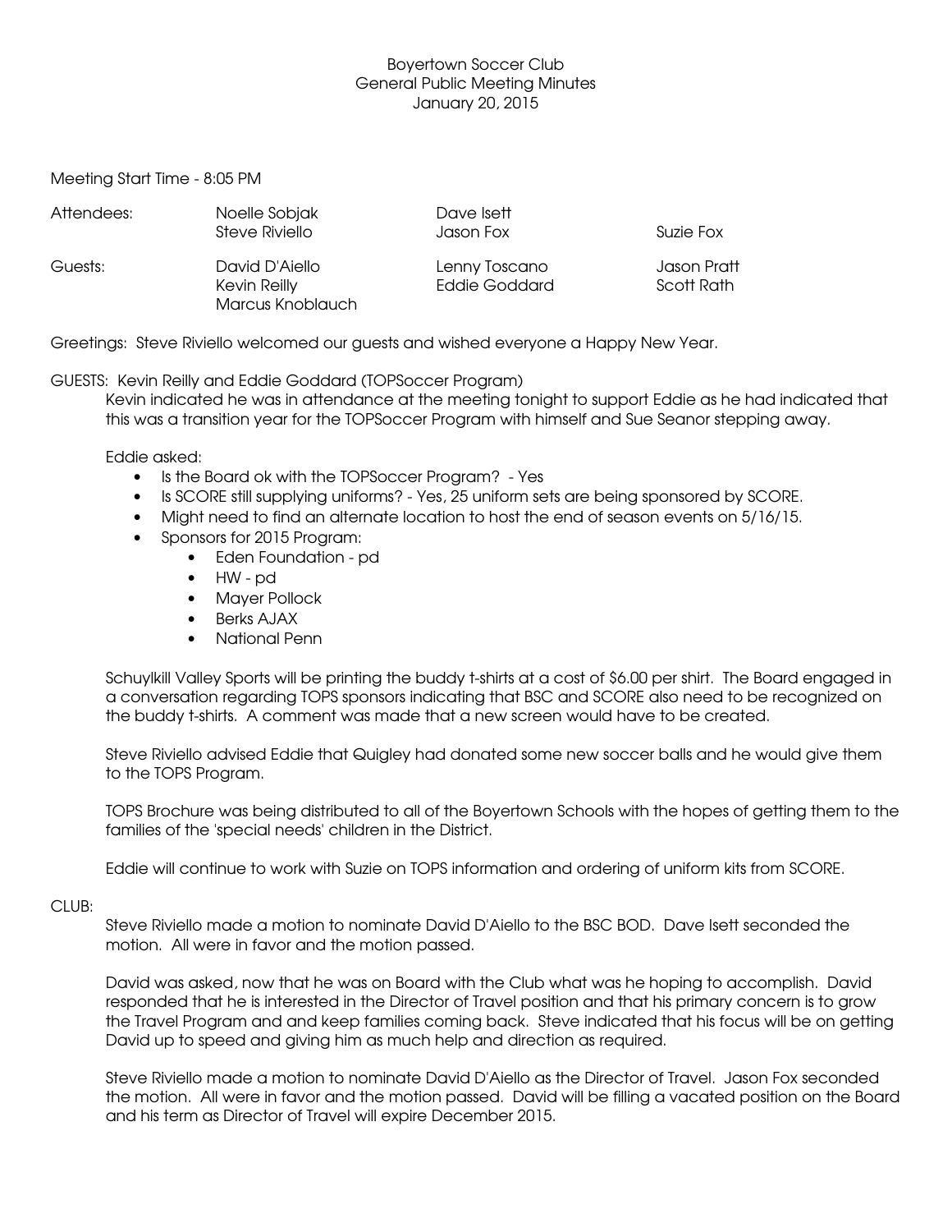Boyertown Soccer Club
General Public Meeting Minutes
January 20, 2015

Meeting Start Time - 8:05 PM

| Attendees: | Noelle Sobjak | Dave Isett | |
|---|---|---|---|
| | Steve Riviello | Jason Fox | Suzie Fox |
| Guests: | David D'Aiello | Lenny Toscano | Jason Pratt |
| | Kevin Reilly | Eddie Goddard | Scott Rath |
| | Marcus Knoblauch | | |

Greetings: Steve Riviello welcomed our guests and wished everyone a Happy New Year.

GUESTS: Kevin Reilly and Eddie Goddard (TOPSoccer Program)

Kevin indicated he was in attendance at the meeting tonight to support Eddie as he had indicated that this was a transition year for the TOPSoccer Program with himself and Sue Seanor stepping away.

Eddie asked:

- Is the Board ok with the TOPSoccer Program? - Yes
- Is SCORE still supplying uniforms? - Yes, 25 uniform sets are being sponsored by SCORE.
- Might need to find an alternate location to host the end of season events on 5/16/15.
- Sponsors for 2015 Program:
    - Eden Foundation - pd
    - HW - pd
    - Mayer Pollock
    - Berks AJAX
    - National Penn

Schuylkill Valley Sports will be printing the buddy t-shirts at a cost of $6.00 per shirt. The Board engaged in a conversation regarding TOPS sponsors indicating that BSC and SCORE also need to be recognized on the buddy t-shirts. A comment was made that a new screen would have to be created.

Steve Riviello advised Eddie that Quigley had donated some new soccer balls and he would give them to the TOPS Program.

TOPS Brochure was being distributed to all of the Boyertown Schools with the hopes of getting them to the families of the 'special needs' children in the District.

Eddie will continue to work with Suzie on TOPS information and ordering of uniform kits from SCORE.

CLUB:

Steve Riviello made a motion to nominate David D'Aiello to the BSC BOD. Dave Isett seconded the motion. All were in favor and the motion passed.

David was asked, now that he was on Board with the Club what was he hoping to accomplish. David responded that he is interested in the Director of Travel position and that his primary concern is to grow the Travel Program and and keep families coming back. Steve indicated that his focus will be on getting David up to speed and giving him as much help and direction as required.

Steve Riviello made a motion to nominate David D'Aiello as the Director of Travel. Jason Fox seconded the motion. All were in favor and the motion passed. David will be filling a vacated position on the Board and his term as Director of Travel will expire December 2015.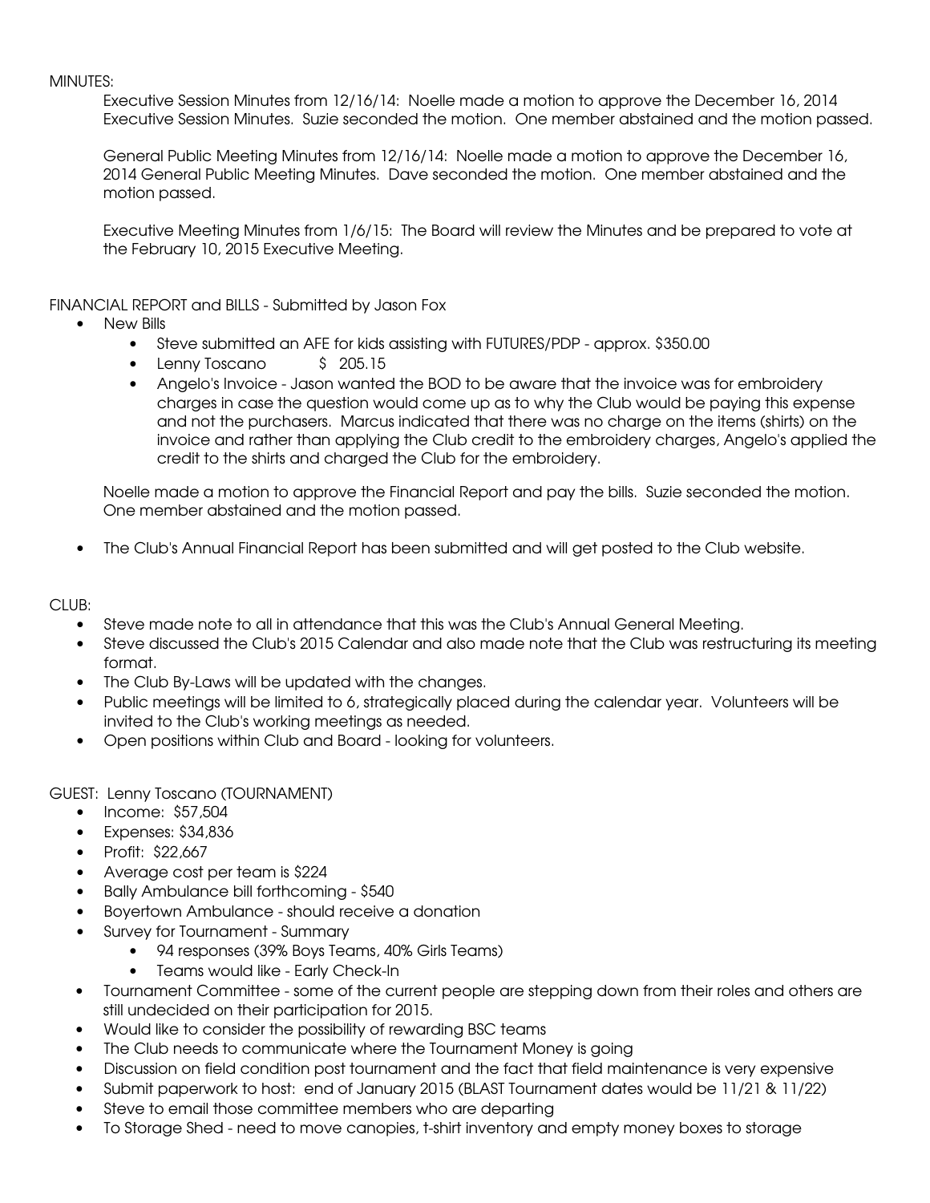MINUTES:

Executive Session Minutes from 12/16/14: Noelle made a motion to approve the December 16, 2014 Executive Session Minutes. Suzie seconded the motion. One member abstained and the motion passed.

General Public Meeting Minutes from 12/16/14: Noelle made a motion to approve the December 16, 2014 General Public Meeting Minutes. Dave seconded the motion. One member abstained and the motion passed.

Executive Meeting Minutes from 1/6/15: The Board will review the Minutes and be prepared to vote at the February 10, 2015 Executive Meeting.

FINANCIAL REPORT and BILLS - Submitted by Jason Fox

- New Bills
    - Steve submitted an AFE for kids assisting with FUTURES/PDP - approx. $350.00
    - Lenny Toscano $ 205.15
    - Angelo's Invoice - Jason wanted the BOD to be aware that the invoice was for embroidery charges in case the question would come up as to why the Club would be paying this expense and not the purchasers. Marcus indicated that there was no charge on the items (shirts) on the invoice and rather than applying the Club credit to the embroidery charges, Angelo's applied the credit to the shirts and charged the Club for the embroidery.

Noelle made a motion to approve the Financial Report and pay the bills. Suzie seconded the motion. One member abstained and the motion passed.

- The Club's Annual Financial Report has been submitted and will get posted to the Club website.

CLUB:

- Steve made note to all in attendance that this was the Club's Annual General Meeting.
- Steve discussed the Club's 2015 Calendar and also made note that the Club was restructuring its meeting format.
- The Club By-Laws will be updated with the changes.
- Public meetings will be limited to 6, strategically placed during the calendar year. Volunteers will be invited to the Club's working meetings as needed.
- Open positions within Club and Board - looking for volunteers.

GUEST: Lenny Toscano (TOURNAMENT)

- Income: $57,504
- Expenses: $34,836
- Profit: $22,667
- Average cost per team is $224
- Bally Ambulance bill forthcoming - $540
- Boyertown Ambulance - should receive a donation
- Survey for Tournament - Summary
    - 94 responses (39% Boys Teams, 40% Girls Teams)
    - Teams would like - Early Check-In
- Tournament Committee - some of the current people are stepping down from their roles and others are still undecided on their participation for 2015.
- Would like to consider the possibility of rewarding BSC teams
- The Club needs to communicate where the Tournament Money is going
- Discussion on field condition post tournament and the fact that field maintenance is very expensive
- Submit paperwork to host: end of January 2015 (BLAST Tournament dates would be 11/21 & 11/22)
- Steve to email those committee members who are departing
- To Storage Shed - need to move canopies, t-shirt inventory and empty money boxes to storage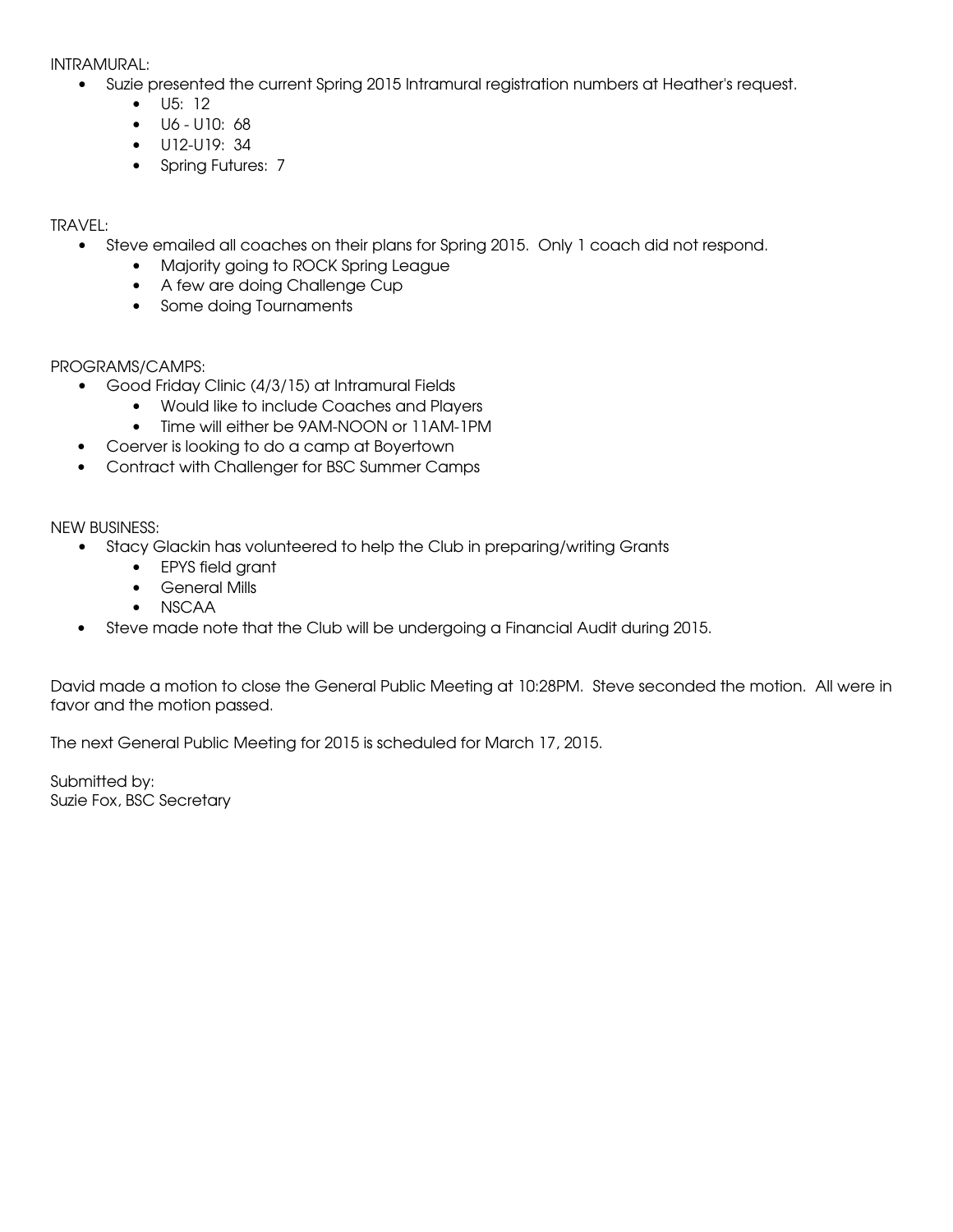INTRAMURAL:

- Suzie presented the current Spring 2015 Intramural registration numbers at Heather's request.
    - U5:  12
    - U6 - U10:  68
    - U12-U19:  34
    - Spring Futures:  7

TRAVEL:

- Steve emailed all coaches on their plans for Spring 2015.  Only 1 coach did not respond.
    - Majority going to ROCK Spring League
    - A few are doing Challenge Cup
    - Some doing Tournaments

PROGRAMS/CAMPS:

- Good Friday Clinic (4/3/15) at Intramural Fields
    - Would like to include Coaches and Players
    - Time will either be 9AM-NOON or 11AM-1PM
- Coerver is looking to do a camp at Boyertown
- Contract with Challenger for BSC Summer Camps

NEW BUSINESS:

- Stacy Glackin has volunteered to help the Club in preparing/writing Grants
    - EPYS field grant
    - General Mills
    - NSCAA
- Steve made note that the Club will be undergoing a Financial Audit during 2015.

David made a motion to close the General Public Meeting at 10:28PM.  Steve seconded the motion.  All were in favor and the motion passed.

The next General Public Meeting for 2015 is scheduled for March 17, 2015.

Submitted by:
Suzie Fox, BSC Secretary